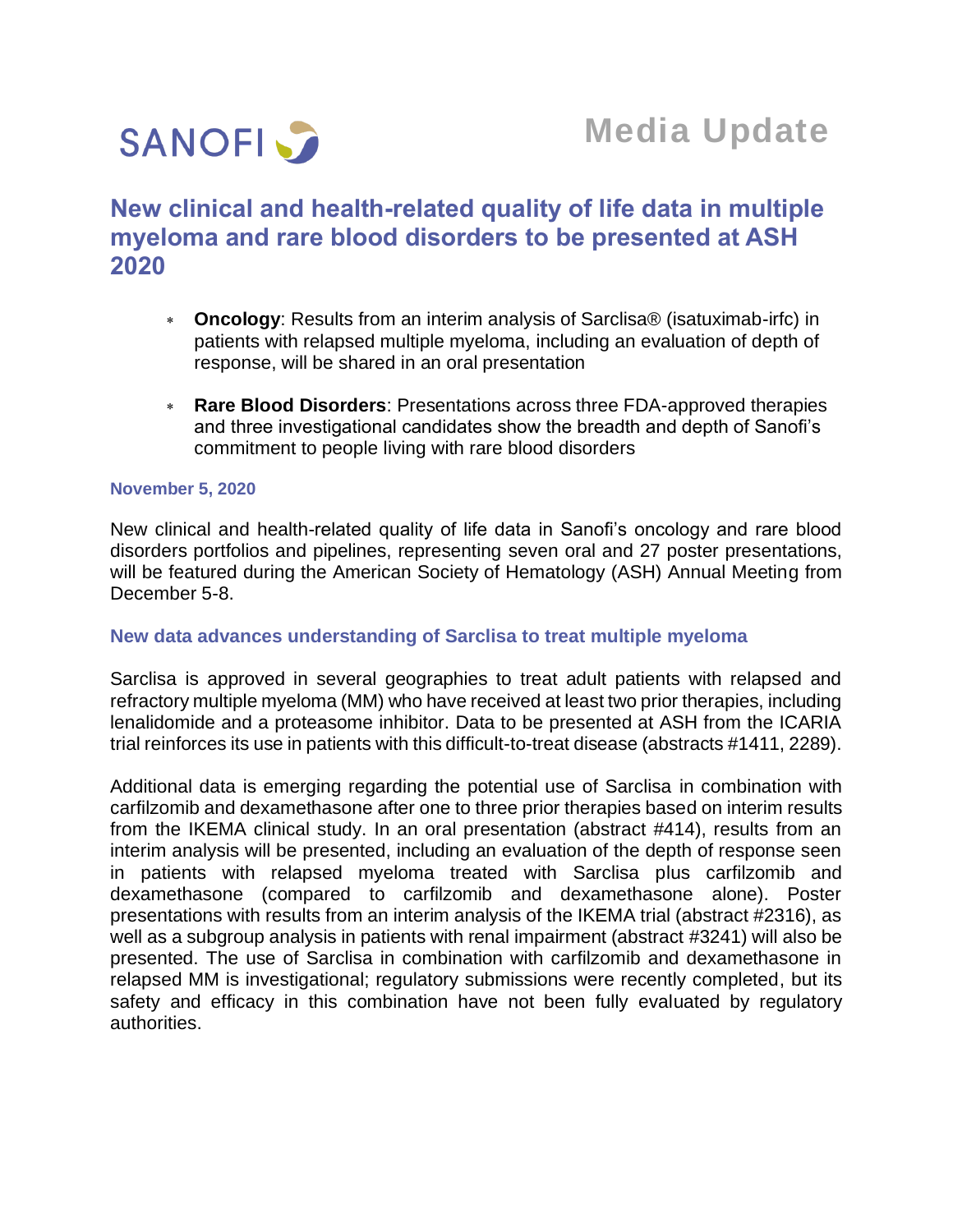SANOFI

**Media Update**

# New clinical and health-related quality of life data in multiple myeloma and rare blood disorders to be presented at ASH 2020

- **Oncology**: Results from an interim analysis of Sarclisa® (isatuximab-irfc) in patients with relapsed multiple myeloma, including an evaluation of depth of response, will be shared in an oral presentation
- **Rare Blood Disorders**: Presentations across three FDA-approved therapies and three investigational candidates show the breadth and depth of Sanofi's commitment to people living with rare blood disorders

**November 5, 2020**

New clinical and health-related quality of life data in Sanofi's oncology and rare blood disorders portfolios and pipelines, representing seven oral and 27 poster presentations, will be featured during the American Society of Hematology (ASH) Annual Meeting from December 5-8.

## New data advances understanding of Sarclisa to treat multiple myeloma

Sarclisa is approved in several geographies to treat adult patients with relapsed and refractory multiple myeloma (MM) who have received at least two prior therapies, including lenalidomide and a proteasome inhibitor. Data to be presented at ASH from the ICARIA trial reinforces its use in patients with this difficult-to-treat disease (abstracts #1411, 2289).

Additional data is emerging regarding the potential use of Sarclisa in combination with carfilzomib and dexamethasone after one to three prior therapies based on interim results from the IKEMA clinical study. In an oral presentation (abstract #414), results from an interim analysis will be presented, including an evaluation of the depth of response seen in patients with relapsed myeloma treated with Sarclisa plus carfilzomib and dexamethasone (compared to carfilzomib and dexamethasone alone). Poster presentations with results from an interim analysis of the IKEMA trial (abstract #2316), as well as a subgroup analysis in patients with renal impairment (abstract #3241) will also be presented. The use of Sarclisa in combination with carfilzomib and dexamethasone in relapsed MM is investigational; regulatory submissions were recently completed, but its safety and efficacy in this combination have not been fully evaluated by regulatory authorities.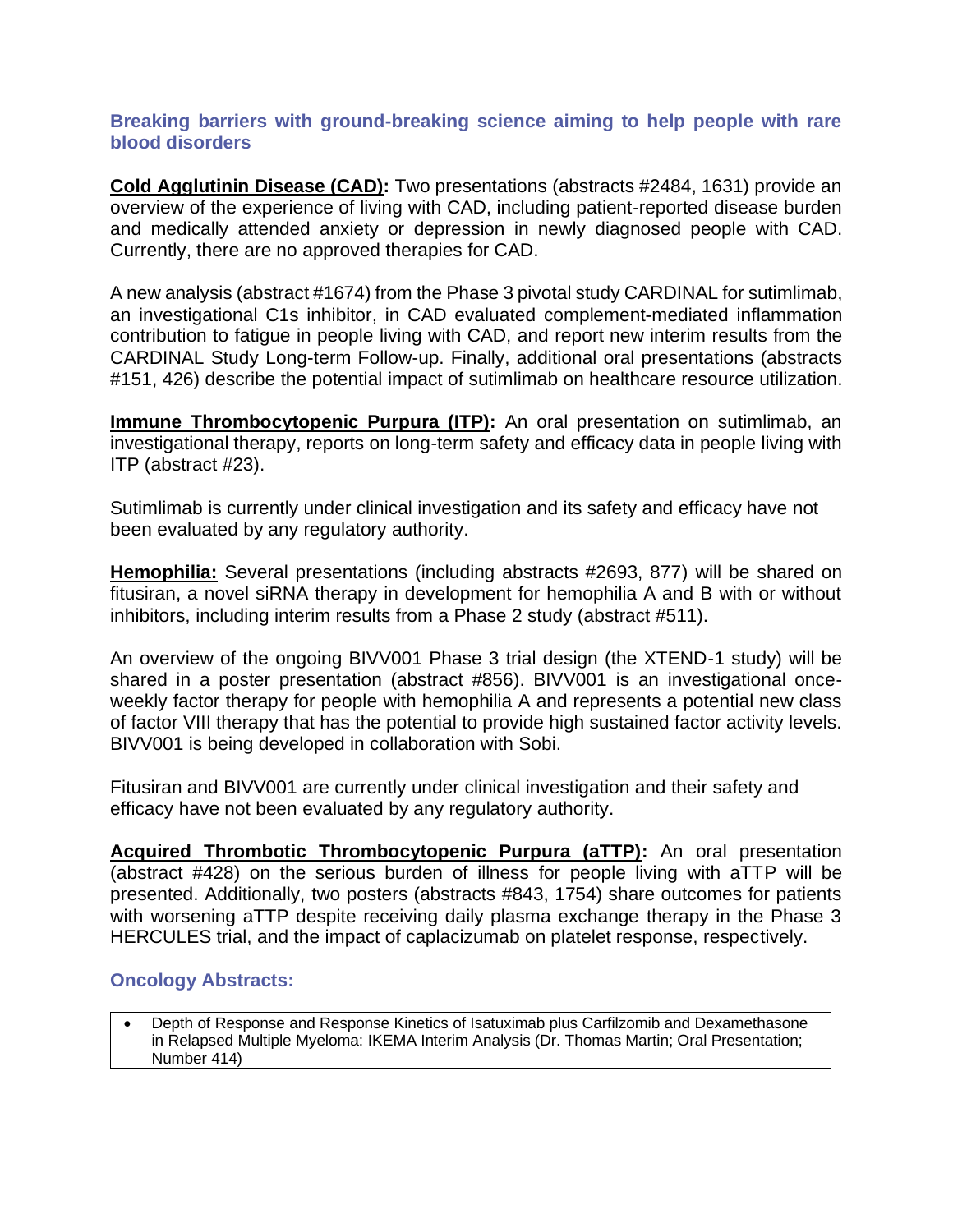## Breaking barriers with ground-breaking science aiming to help people with rare blood disorders

**Cold Agglutinin Disease (CAD):** Two presentations (abstracts #2484, 1631) provide an overview of the experience of living with CAD, including patient-reported disease burden and medically attended anxiety or depression in newly diagnosed people with CAD. Currently, there are no approved therapies for CAD.

A new analysis (abstract #1674) from the Phase 3 pivotal study CARDINAL for sutimlimab, an investigational C1s inhibitor, in CAD evaluated complement-mediated inflammation contribution to fatigue in people living with CAD, and report new interim results from the CARDINAL Study Long-term Follow-up. Finally, additional oral presentations (abstracts #151, 426) describe the potential impact of sutimlimab on healthcare resource utilization.

**Immune Thrombocytopenic Purpura (ITP):** An oral presentation on sutimlimab, an investigational therapy, reports on long-term safety and efficacy data in people living with ITP (abstract #23).

Sutimlimab is currently under clinical investigation and its safety and efficacy have not been evaluated by any regulatory authority.

**Hemophilia:** Several presentations (including abstracts #2693, 877) will be shared on fitusiran, a novel siRNA therapy in development for hemophilia A and B with or without inhibitors, including interim results from a Phase 2 study (abstract #511).

An overview of the ongoing BIVV001 Phase 3 trial design (the XTEND-1 study) will be shared in a poster presentation (abstract #856). BIVV001 is an investigational once-weekly factor therapy for people with hemophilia A and represents a potential new class of factor VIII therapy that has the potential to provide high sustained factor activity levels. BIVV001 is being developed in collaboration with Sobi.

Fitusiran and BIVV001 are currently under clinical investigation and their safety and efficacy have not been evaluated by any regulatory authority.

**Acquired Thrombotic Thrombocytopenic Purpura (aTTP):** An oral presentation (abstract #428) on the serious burden of illness for people living with aTTP will be presented. Additionally, two posters (abstracts #843, 1754) share outcomes for patients with worsening aTTP despite receiving daily plasma exchange therapy in the Phase 3 HERCULES trial, and the impact of caplacizumab on platelet response, respectively.

## Oncology Abstracts:

- Depth of Response and Response Kinetics of Isatuximab plus Carfilzomib and Dexamethasone in Relapsed Multiple Myeloma: IKEMA Interim Analysis (Dr. Thomas Martin; Oral Presentation; Number 414)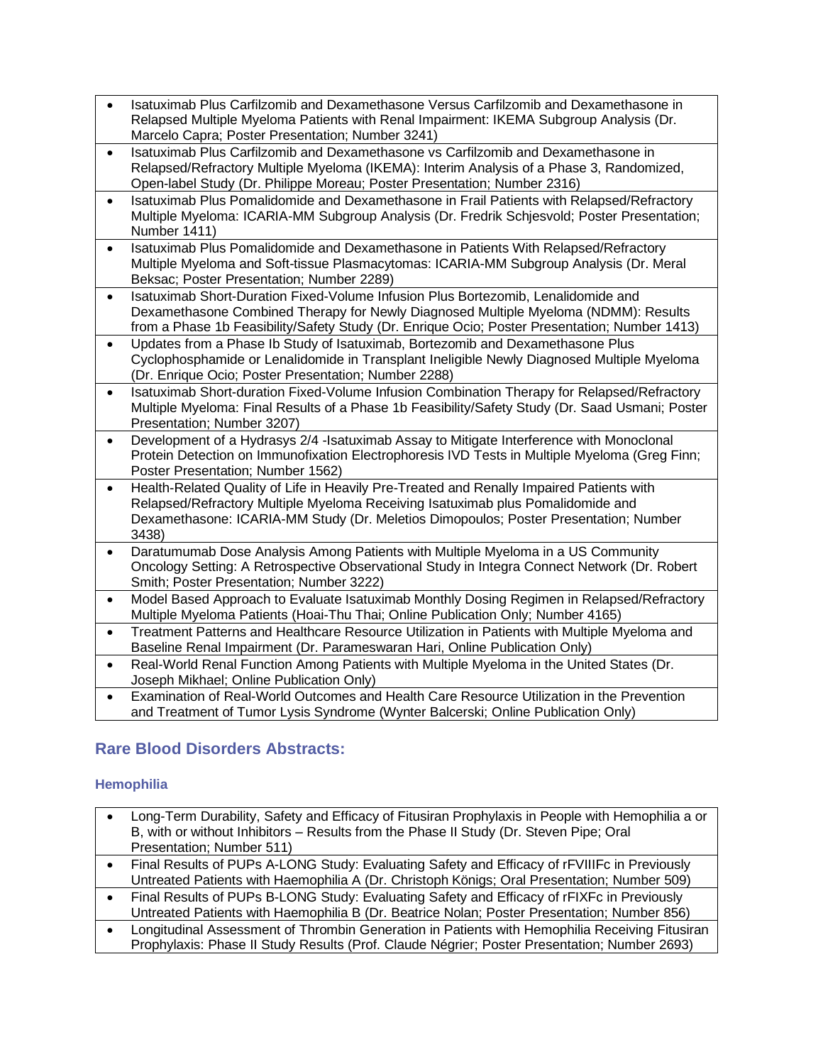- Isatuximab Plus Carfilzomib and Dexamethasone Versus Carfilzomib and Dexamethasone in Relapsed Multiple Myeloma Patients with Renal Impairment: IKEMA Subgroup Analysis (Dr. Marcelo Capra; Poster Presentation; Number 3241)
- Isatuximab Plus Carfilzomib and Dexamethasone vs Carfilzomib and Dexamethasone in Relapsed/Refractory Multiple Myeloma (IKEMA): Interim Analysis of a Phase 3, Randomized, Open-label Study (Dr. Philippe Moreau; Poster Presentation; Number 2316)
- Isatuximab Plus Pomalidomide and Dexamethasone in Frail Patients with Relapsed/Refractory Multiple Myeloma: ICARIA-MM Subgroup Analysis (Dr. Fredrik Schjesvold; Poster Presentation; Number 1411)
- Isatuximab Plus Pomalidomide and Dexamethasone in Patients With Relapsed/Refractory Multiple Myeloma and Soft-tissue Plasmacytomas: ICARIA-MM Subgroup Analysis (Dr. Meral Beksac; Poster Presentation; Number 2289)
- Isatuximab Short-Duration Fixed-Volume Infusion Plus Bortezomib, Lenalidomide and Dexamethasone Combined Therapy for Newly Diagnosed Multiple Myeloma (NDMM): Results from a Phase 1b Feasibility/Safety Study (Dr. Enrique Ocio; Poster Presentation; Number 1413)
- Updates from a Phase Ib Study of Isatuximab, Bortezomib and Dexamethasone Plus Cyclophosphamide or Lenalidomide in Transplant Ineligible Newly Diagnosed Multiple Myeloma (Dr. Enrique Ocio; Poster Presentation; Number 2288)
- Isatuximab Short-duration Fixed-Volume Infusion Combination Therapy for Relapsed/Refractory Multiple Myeloma: Final Results of a Phase 1b Feasibility/Safety Study (Dr. Saad Usmani; Poster Presentation; Number 3207)
- Development of a Hydrasys 2/4 -Isatuximab Assay to Mitigate Interference with Monoclonal Protein Detection on Immunofixation Electrophoresis IVD Tests in Multiple Myeloma (Greg Finn; Poster Presentation; Number 1562)
- Health-Related Quality of Life in Heavily Pre-Treated and Renally Impaired Patients with Relapsed/Refractory Multiple Myeloma Receiving Isatuximab plus Pomalidomide and Dexamethasone: ICARIA-MM Study (Dr. Meletios Dimopoulos; Poster Presentation; Number 3438)
- Daratumumab Dose Analysis Among Patients with Multiple Myeloma in a US Community Oncology Setting: A Retrospective Observational Study in Integra Connect Network (Dr. Robert Smith; Poster Presentation; Number 3222)
- Model Based Approach to Evaluate Isatuximab Monthly Dosing Regimen in Relapsed/Refractory Multiple Myeloma Patients (Hoai-Thu Thai; Online Publication Only; Number 4165)
- Treatment Patterns and Healthcare Resource Utilization in Patients with Multiple Myeloma and Baseline Renal Impairment (Dr. Parameswaran Hari, Online Publication Only)
- Real-World Renal Function Among Patients with Multiple Myeloma in the United States (Dr. Joseph Mikhael; Online Publication Only)
- Examination of Real-World Outcomes and Health Care Resource Utilization in the Prevention and Treatment of Tumor Lysis Syndrome (Wynter Balcerski; Online Publication Only)

## Rare Blood Disorders Abstracts:

### Hemophilia

- Long-Term Durability, Safety and Efficacy of Fitusiran Prophylaxis in People with Hemophilia a or B, with or without Inhibitors – Results from the Phase II Study (Dr. Steven Pipe; Oral Presentation; Number 511)
- Final Results of PUPs A-LONG Study: Evaluating Safety and Efficacy of rFVIIIFc in Previously Untreated Patients with Haemophilia A (Dr. Christoph Königs; Oral Presentation; Number 509)
- Final Results of PUPs B-LONG Study: Evaluating Safety and Efficacy of rFIXFc in Previously Untreated Patients with Haemophilia B (Dr. Beatrice Nolan; Poster Presentation; Number 856)
- Longitudinal Assessment of Thrombin Generation in Patients with Hemophilia Receiving Fitusiran Prophylaxis: Phase II Study Results (Prof. Claude Négrier; Poster Presentation; Number 2693)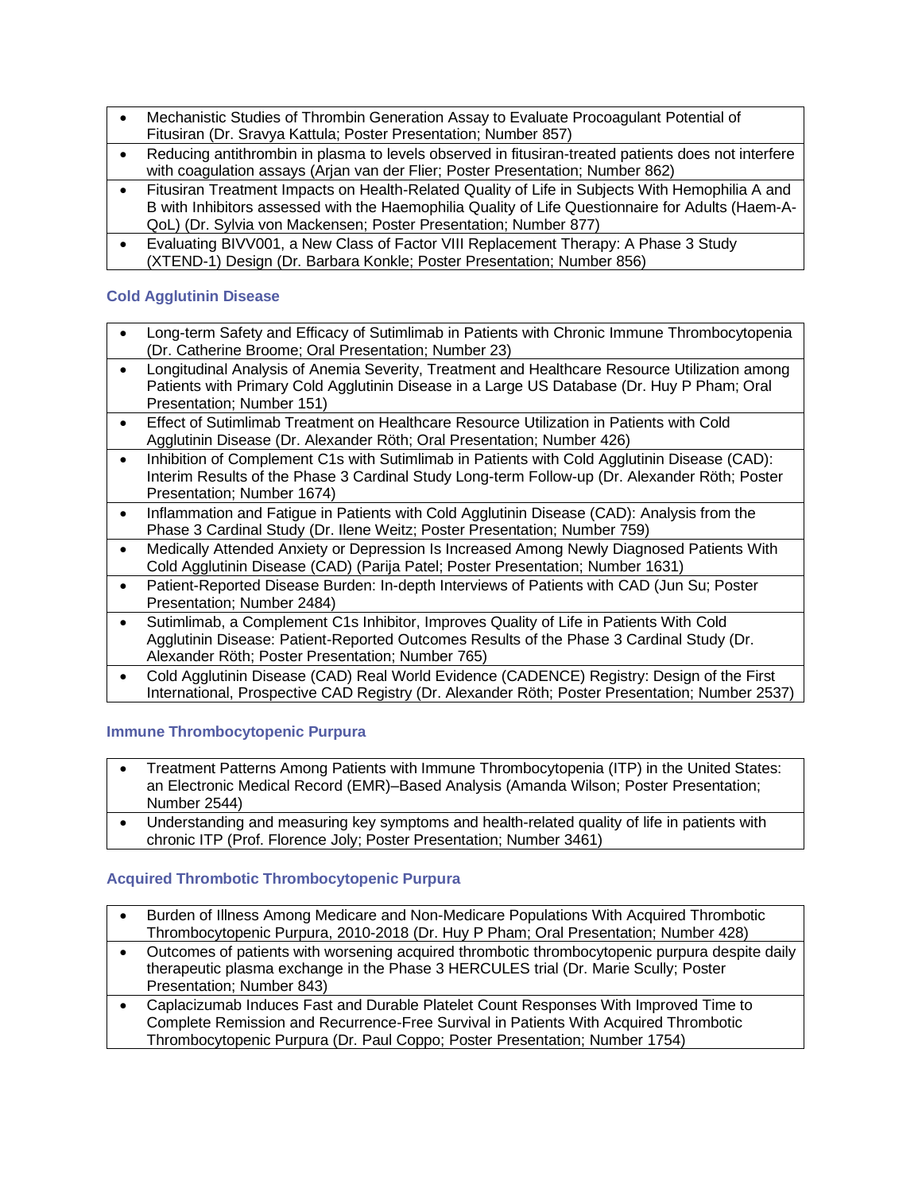- Mechanistic Studies of Thrombin Generation Assay to Evaluate Procoagulant Potential of Fitusiran (Dr. Sravya Kattula; Poster Presentation; Number 857)
- Reducing antithrombin in plasma to levels observed in fitusiran-treated patients does not interfere with coagulation assays (Arjan van der Flier; Poster Presentation; Number 862)
- Fitusiran Treatment Impacts on Health-Related Quality of Life in Subjects With Hemophilia A and B with Inhibitors assessed with the Haemophilia Quality of Life Questionnaire for Adults (Haem-A-QoL) (Dr. Sylvia von Mackensen; Poster Presentation; Number 877)
- Evaluating BIVV001, a New Class of Factor VIII Replacement Therapy: A Phase 3 Study (XTEND-1) Design (Dr. Barbara Konkle; Poster Presentation; Number 856)

### Cold Agglutinin Disease

- Long-term Safety and Efficacy of Sutimlimab in Patients with Chronic Immune Thrombocytopenia (Dr. Catherine Broome; Oral Presentation; Number 23)
- Longitudinal Analysis of Anemia Severity, Treatment and Healthcare Resource Utilization among Patients with Primary Cold Agglutinin Disease in a Large US Database (Dr. Huy P Pham; Oral Presentation; Number 151)
- Effect of Sutimlimab Treatment on Healthcare Resource Utilization in Patients with Cold Agglutinin Disease (Dr. Alexander Röth; Oral Presentation; Number 426)
- Inhibition of Complement C1s with Sutimlimab in Patients with Cold Agglutinin Disease (CAD): Interim Results of the Phase 3 Cardinal Study Long-term Follow-up (Dr. Alexander Röth; Poster Presentation; Number 1674)
- Inflammation and Fatigue in Patients with Cold Agglutinin Disease (CAD): Analysis from the Phase 3 Cardinal Study (Dr. Ilene Weitz; Poster Presentation; Number 759)
- Medically Attended Anxiety or Depression Is Increased Among Newly Diagnosed Patients With Cold Agglutinin Disease (CAD) (Parija Patel; Poster Presentation; Number 1631)
- Patient-Reported Disease Burden: In-depth Interviews of Patients with CAD (Jun Su; Poster Presentation; Number 2484)
- Sutimlimab, a Complement C1s Inhibitor, Improves Quality of Life in Patients With Cold Agglutinin Disease: Patient-Reported Outcomes Results of the Phase 3 Cardinal Study (Dr. Alexander Röth; Poster Presentation; Number 765)
- Cold Agglutinin Disease (CAD) Real World Evidence (CADENCE) Registry: Design of the First International, Prospective CAD Registry (Dr. Alexander Röth; Poster Presentation; Number 2537)

### Immune Thrombocytopenic Purpura

- Treatment Patterns Among Patients with Immune Thrombocytopenia (ITP) in the United States: an Electronic Medical Record (EMR)–Based Analysis (Amanda Wilson; Poster Presentation; Number 2544)
- Understanding and measuring key symptoms and health-related quality of life in patients with chronic ITP (Prof. Florence Joly; Poster Presentation; Number 3461)

### Acquired Thrombotic Thrombocytopenic Purpura

- Burden of Illness Among Medicare and Non-Medicare Populations With Acquired Thrombotic Thrombocytopenic Purpura, 2010-2018 (Dr. Huy P Pham; Oral Presentation; Number 428)
- Outcomes of patients with worsening acquired thrombotic thrombocytopenic purpura despite daily therapeutic plasma exchange in the Phase 3 HERCULES trial (Dr. Marie Scully; Poster Presentation; Number 843)
- Caplacizumab Induces Fast and Durable Platelet Count Responses With Improved Time to Complete Remission and Recurrence-Free Survival in Patients With Acquired Thrombotic Thrombocytopenic Purpura (Dr. Paul Coppo; Poster Presentation; Number 1754)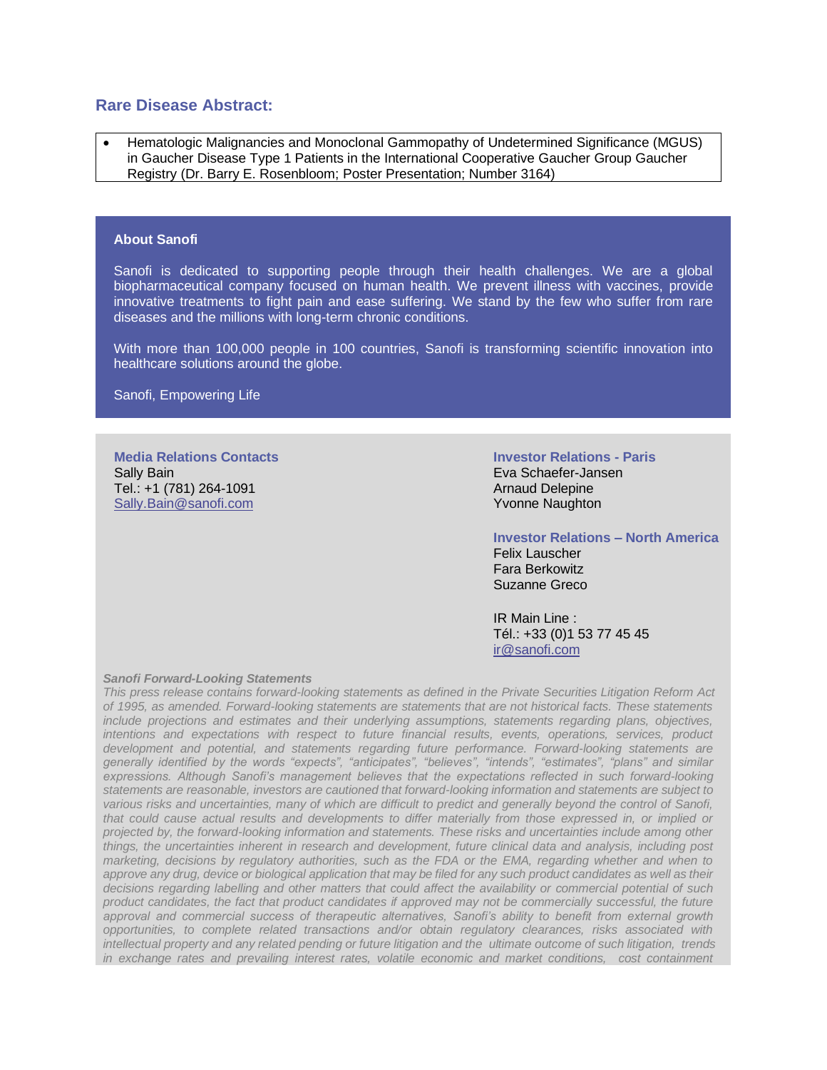## Rare Disease Abstract:

- Hematologic Malignancies and Monoclonal Gammopathy of Undetermined Significance (MGUS) in Gaucher Disease Type 1 Patients in the International Cooperative Gaucher Group Gaucher Registry (Dr. Barry E. Rosenbloom; Poster Presentation; Number 3164)

**About Sanofi**

Sanofi is dedicated to supporting people through their health challenges. We are a global biopharmaceutical company focused on human health. We prevent illness with vaccines, provide innovative treatments to fight pain and ease suffering. We stand by the few who suffer from rare diseases and the millions with long-term chronic conditions.

With more than 100,000 people in 100 countries, Sanofi is transforming scientific innovation into healthcare solutions around the globe.

Sanofi, Empowering Life

**Media Relations Contacts**
Sally Bain
Tel.: +1 (781) 264-1091
Sally.Bain@sanofi.com

**Investor Relations - Paris**
Eva Schaefer-Jansen
Arnaud Delepine
Yvonne Naughton

**Investor Relations – North America**
Felix Lauscher
Fara Berkowitz
Suzanne Greco

IR Main Line :
Tél.: +33 (0)1 53 77 45 45
ir@sanofi.com

***Sanofi Forward-Looking Statements***

*This press release contains forward-looking statements as defined in the Private Securities Litigation Reform Act of 1995, as amended. Forward-looking statements are statements that are not historical facts. These statements include projections and estimates and their underlying assumptions, statements regarding plans, objectives, intentions and expectations with respect to future financial results, events, operations, services, product development and potential, and statements regarding future performance. Forward-looking statements are generally identified by the words "expects", "anticipates", "believes", "intends", "estimates", "plans" and similar expressions. Although Sanofi's management believes that the expectations reflected in such forward-looking statements are reasonable, investors are cautioned that forward-looking information and statements are subject to various risks and uncertainties, many of which are difficult to predict and generally beyond the control of Sanofi, that could cause actual results and developments to differ materially from those expressed in, or implied or projected by, the forward-looking information and statements. These risks and uncertainties include among other things, the uncertainties inherent in research and development, future clinical data and analysis, including post marketing, decisions by regulatory authorities, such as the FDA or the EMA, regarding whether and when to approve any drug, device or biological application that may be filed for any such product candidates as well as their decisions regarding labelling and other matters that could affect the availability or commercial potential of such product candidates, the fact that product candidates if approved may not be commercially successful, the future approval and commercial success of therapeutic alternatives, Sanofi's ability to benefit from external growth opportunities, to complete related transactions and/or obtain regulatory clearances, risks associated with intellectual property and any related pending or future litigation and the ultimate outcome of such litigation, trends in exchange rates and prevailing interest rates, volatile economic and market conditions, cost containment*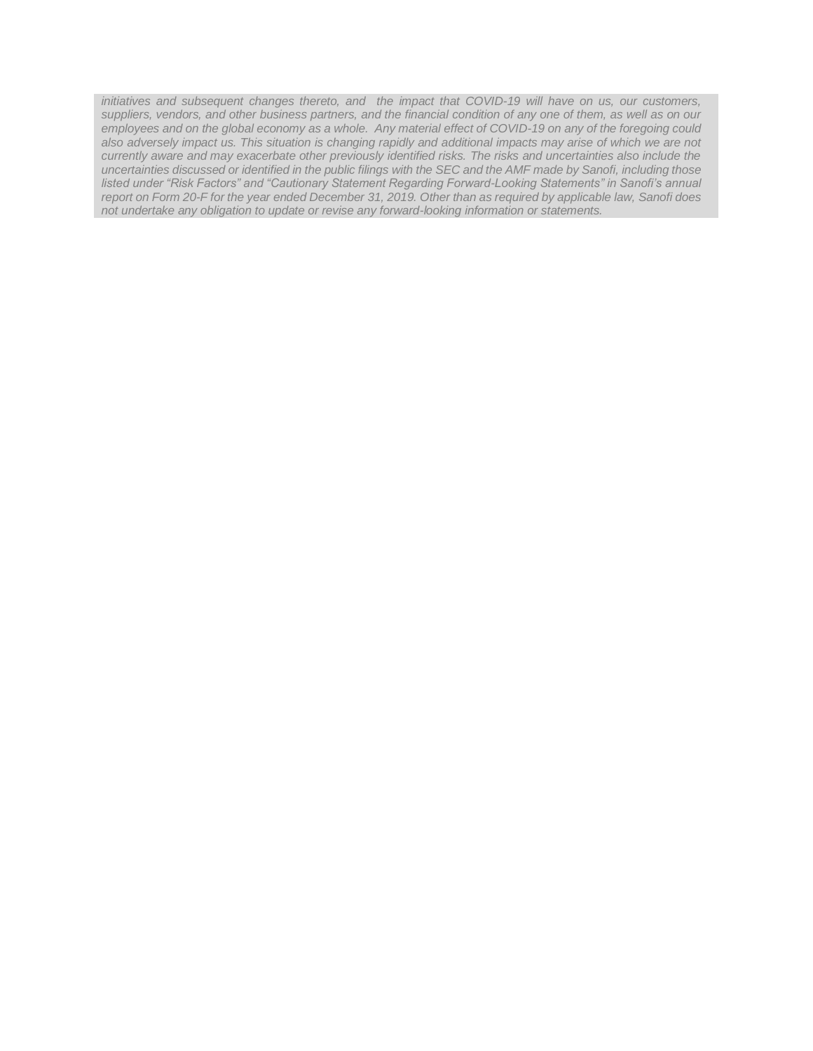*initiatives and subsequent changes thereto, and the impact that COVID-19 will have on us, our customers, suppliers, vendors, and other business partners, and the financial condition of any one of them, as well as on our employees and on the global economy as a whole. Any material effect of COVID-19 on any of the foregoing could also adversely impact us. This situation is changing rapidly and additional impacts may arise of which we are not currently aware and may exacerbate other previously identified risks. The risks and uncertainties also include the uncertainties discussed or identified in the public filings with the SEC and the AMF made by Sanofi, including those listed under "Risk Factors" and "Cautionary Statement Regarding Forward-Looking Statements" in Sanofi's annual report on Form 20-F for the year ended December 31, 2019. Other than as required by applicable law, Sanofi does not undertake any obligation to update or revise any forward-looking information or statements.*